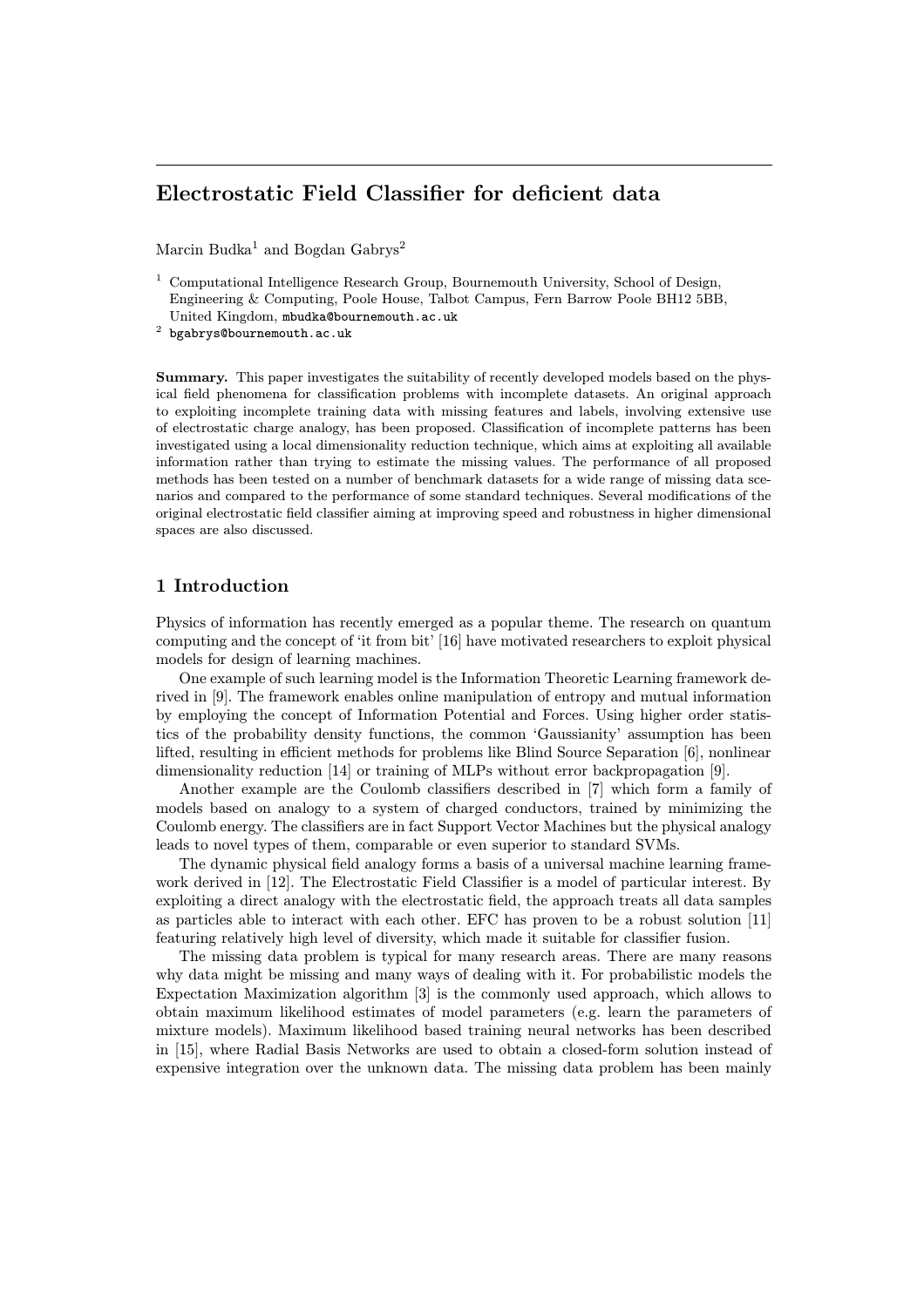# Electrostatic Field Classifier for deficient data

Marcin Budka[1] and Bogdan Gabrys[2]

[1] Computational Intelligence Research Group, Bournemouth University, School of Design, Engineering & Computing, Poole House, Talbot Campus, Fern Barrow Poole BH12 5BB, United Kingdom, mbudka@bournemouth.ac.uk

[2] bgabrys@bournemouth.ac.uk

**Summary.** This paper investigates the suitability of recently developed models based on the physical field phenomena for classification problems with incomplete datasets. An original approach to exploiting incomplete training data with missing features and labels, involving extensive use of electrostatic charge analogy, has been proposed. Classification of incomplete patterns has been investigated using a local dimensionality reduction technique, which aims at exploiting all available information rather than trying to estimate the missing values. The performance of all proposed methods has been tested on a number of benchmark datasets for a wide range of missing data scenarios and compared to the performance of some standard techniques. Several modifications of the original electrostatic field classifier aiming at improving speed and robustness in higher dimensional spaces are also discussed.

## 1 Introduction

Physics of information has recently emerged as a popular theme. The research on quantum computing and the concept of 'it from bit' [16] have motivated researchers to exploit physical models for design of learning machines.

One example of such learning model is the Information Theoretic Learning framework derived in [9]. The framework enables online manipulation of entropy and mutual information by employing the concept of Information Potential and Forces. Using higher order statistics of the probability density functions, the common 'Gaussianity' assumption has been lifted, resulting in efficient methods for problems like Blind Source Separation [6], nonlinear dimensionality reduction [14] or training of MLPs without error backpropagation [9].

Another example are the Coulomb classifiers described in [7] which form a family of models based on analogy to a system of charged conductors, trained by minimizing the Coulomb energy. The classifiers are in fact Support Vector Machines but the physical analogy leads to novel types of them, comparable or even superior to standard SVMs.

The dynamic physical field analogy forms a basis of a universal machine learning framework derived in [12]. The Electrostatic Field Classifier is a model of particular interest. By exploiting a direct analogy with the electrostatic field, the approach treats all data samples as particles able to interact with each other. EFC has proven to be a robust solution [11] featuring relatively high level of diversity, which made it suitable for classifier fusion.

The missing data problem is typical for many research areas. There are many reasons why data might be missing and many ways of dealing with it. For probabilistic models the Expectation Maximization algorithm [3] is the commonly used approach, which allows to obtain maximum likelihood estimates of model parameters (e.g. learn the parameters of mixture models). Maximum likelihood based training neural networks has been described in [15], where Radial Basis Networks are used to obtain a closed-form solution instead of expensive integration over the unknown data. The missing data problem has been mainly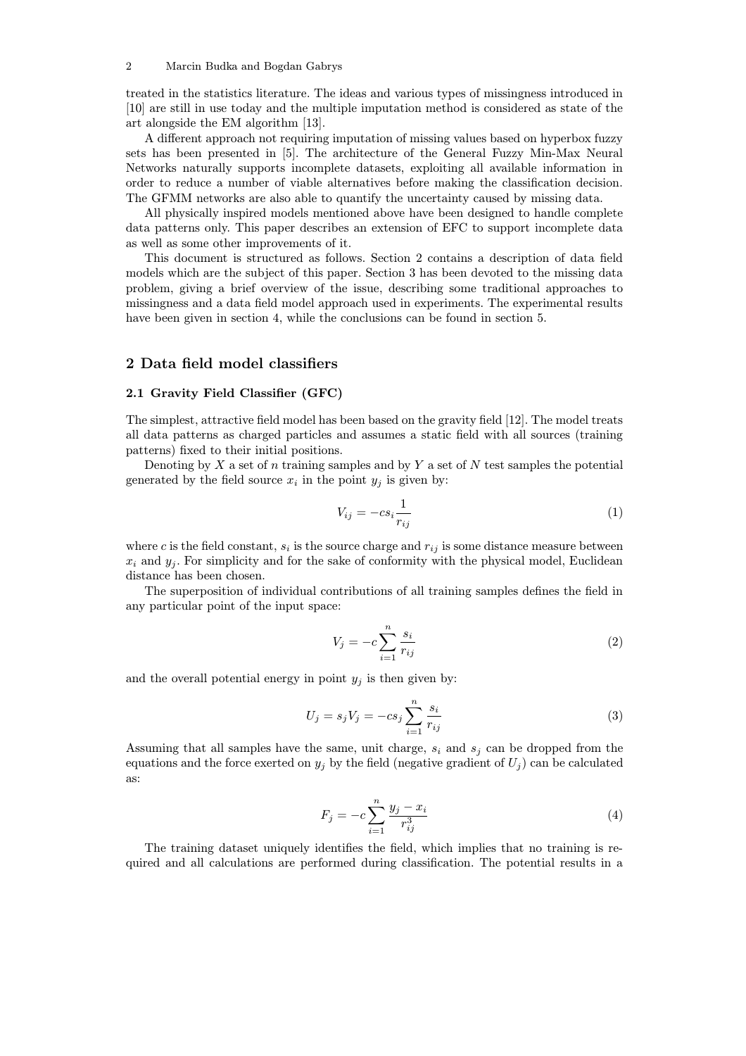treated in the statistics literature. The ideas and various types of missingness introduced in [10] are still in use today and the multiple imputation method is considered as state of the art alongside the EM algorithm [13].

A different approach not requiring imputation of missing values based on hyperbox fuzzy sets has been presented in [5]. The architecture of the General Fuzzy Min-Max Neural Networks naturally supports incomplete datasets, exploiting all available information in order to reduce a number of viable alternatives before making the classification decision. The GFMM networks are also able to quantify the uncertainty caused by missing data.

All physically inspired models mentioned above have been designed to handle complete data patterns only. This paper describes an extension of EFC to support incomplete data as well as some other improvements of it.

This document is structured as follows. Section 2 contains a description of data field models which are the subject of this paper. Section 3 has been devoted to the missing data problem, giving a brief overview of the issue, describing some traditional approaches to missingness and a data field model approach used in experiments. The experimental results have been given in section 4, while the conclusions can be found in section 5.

## 2 Data field model classifiers

### 2.1 Gravity Field Classifier (GFC)

The simplest, attractive field model has been based on the gravity field [12]. The model treats all data patterns as charged particles and assumes a static field with all sources (training patterns) fixed to their initial positions.

Denoting by $X$ a set of $n$ training samples and by $Y$ a set of $N$ test samples the potential generated by the field source $x_i$ in the point $y_j$ is given by:

$$V_{ij} = -cs_i \frac{1}{r_{ij}} \tag{1}$$

where $c$ is the field constant, $s_i$ is the source charge and $r_{ij}$ is some distance measure between $x_i$ and $y_j$. For simplicity and for the sake of conformity with the physical model, Euclidean distance has been chosen.

The superposition of individual contributions of all training samples defines the field in any particular point of the input space:

$$V_j = -c \sum_{i=1}^{n} \frac{s_i}{r_{ij}} \tag{2}$$

and the overall potential energy in point $y_j$ is then given by:

$$U_j = s_j V_j = -cs_j \sum_{i=1}^{n} \frac{s_i}{r_{ij}} \tag{3}$$

Assuming that all samples have the same, unit charge, $s_i$ and $s_j$ can be dropped from the equations and the force exerted on $y_j$ by the field (negative gradient of $U_j$) can be calculated as:

$$F_j = -c \sum_{i=1}^{n} \frac{y_j - x_i}{r_{ij}^3} \tag{4}$$

The training dataset uniquely identifies the field, which implies that no training is required and all calculations are performed during classification. The potential results in a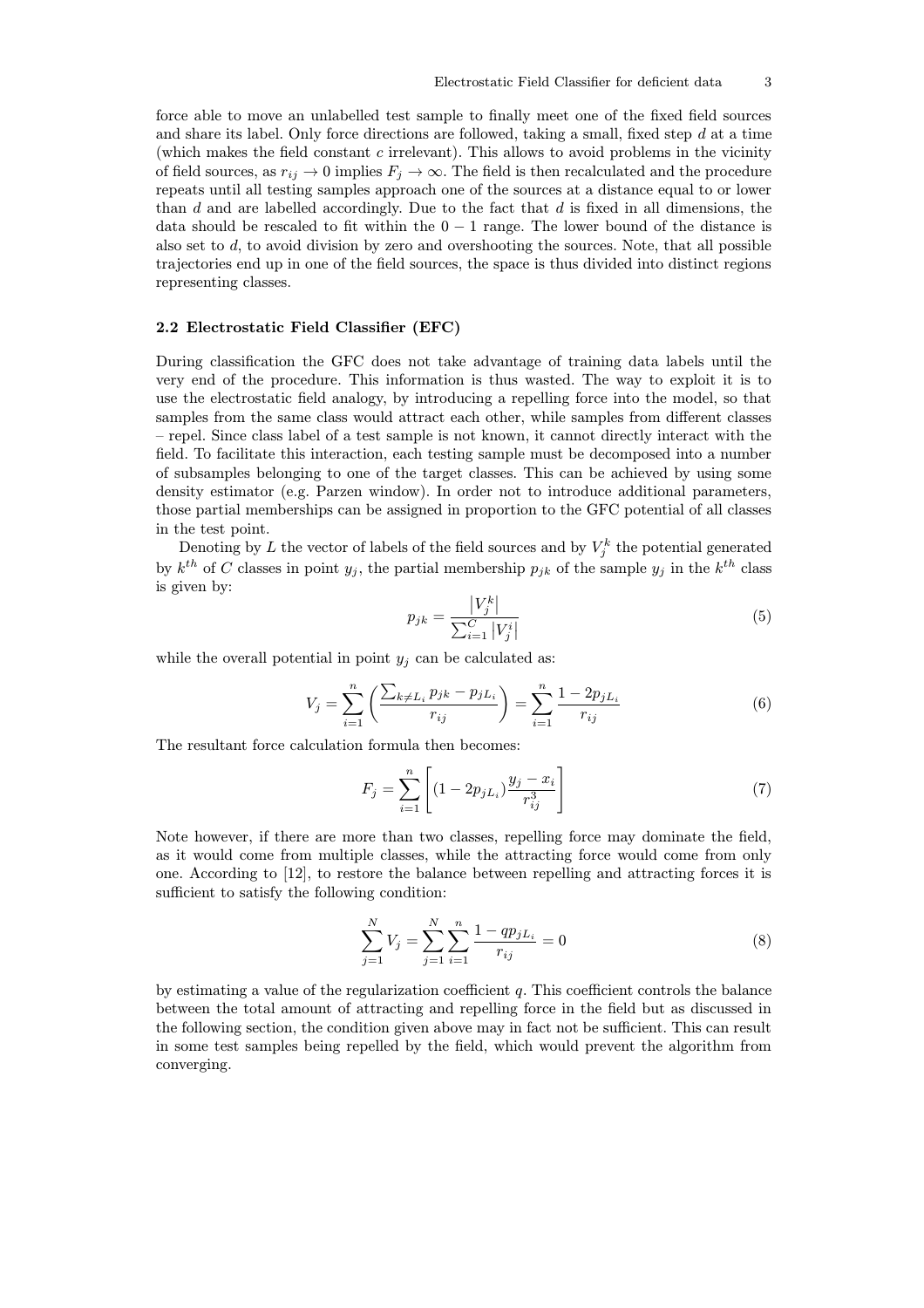force able to move an unlabelled test sample to finally meet one of the fixed field sources and share its label. Only force directions are followed, taking a small, fixed step $d$ at a time (which makes the field constant $c$ irrelevant). This allows to avoid problems in the vicinity of field sources, as $r_{ij} \to 0$ implies $F_j \to \infty$. The field is then recalculated and the procedure repeats until all testing samples approach one of the sources at a distance equal to or lower than $d$ and are labelled accordingly. Due to the fact that $d$ is fixed in all dimensions, the data should be rescaled to fit within the $0-1$ range. The lower bound of the distance is also set to $d$, to avoid division by zero and overshooting the sources. Note, that all possible trajectories end up in one of the field sources, the space is thus divided into distinct regions representing classes.

### 2.2 Electrostatic Field Classifier (EFC)

During classification the GFC does not take advantage of training data labels until the very end of the procedure. This information is thus wasted. The way to exploit it is to use the electrostatic field analogy, by introducing a repelling force into the model, so that samples from the same class would attract each other, while samples from different classes – repel. Since class label of a test sample is not known, it cannot directly interact with the field. To facilitate this interaction, each testing sample must be decomposed into a number of subsamples belonging to one of the target classes. This can be achieved by using some density estimator (e.g. Parzen window). In order not to introduce additional parameters, those partial memberships can be assigned in proportion to the GFC potential of all classes in the test point.

Denoting by $L$ the vector of labels of the field sources and by $V_j^k$ the potential generated by $k^{th}$ of $C$ classes in point $y_j$, the partial membership $p_{jk}$ of the sample $y_j$ in the $k^{th}$ class is given by:

$$p_{jk} = \frac{\left|V_j^k\right|}{\sum_{i=1}^{C}\left|V_j^i\right|} \tag{5}$$

while the overall potential in point $y_j$ can be calculated as:

$$V_j = \sum_{i=1}^{n}\left(\frac{\sum_{k \neq L_i} p_{jk} - p_{jL_i}}{r_{ij}}\right) = \sum_{i=1}^{n}\frac{1 - 2p_{jL_i}}{r_{ij}} \tag{6}$$

The resultant force calculation formula then becomes:

$$F_j = \sum_{i=1}^{n}\left[(1 - 2p_{jL_i})\frac{y_j - x_i}{r_{ij}^3}\right] \tag{7}$$

Note however, if there are more than two classes, repelling force may dominate the field, as it would come from multiple classes, while the attracting force would come from only one. According to [12], to restore the balance between repelling and attracting forces it is sufficient to satisfy the following condition:

$$\sum_{j=1}^{N} V_j = \sum_{j=1}^{N}\sum_{i=1}^{n}\frac{1 - qp_{jL_i}}{r_{ij}} = 0 \tag{8}$$

by estimating a value of the regularization coefficient $q$. This coefficient controls the balance between the total amount of attracting and repelling force in the field but as discussed in the following section, the condition given above may in fact not be sufficient. This can result in some test samples being repelled by the field, which would prevent the algorithm from converging.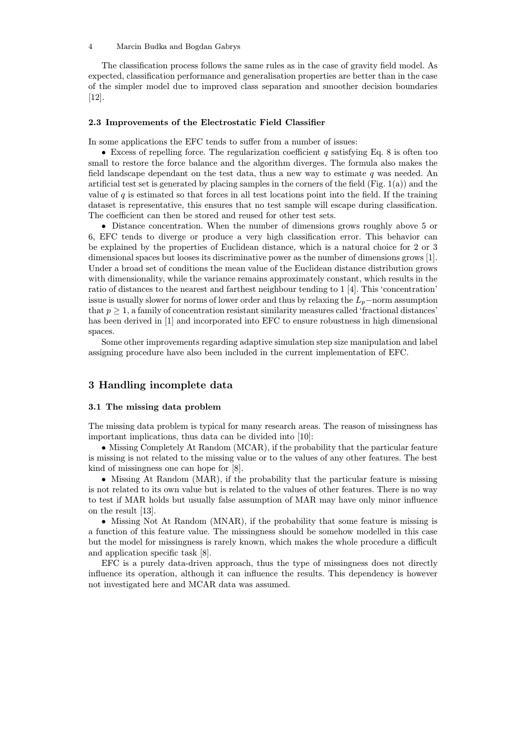The classification process follows the same rules as in the case of gravity field model. As expected, classification performance and generalisation properties are better than in the case of the simpler model due to improved class separation and smoother decision boundaries [12].

### 2.3 Improvements of the Electrostatic Field Classifier

In some applications the EFC tends to suffer from a number of issues:

- Excess of repelling force. The regularization coefficient $q$ satisfying Eq. 8 is often too small to restore the force balance and the algorithm diverges. The formula also makes the field landscape dependant on the test data, thus a new way to estimate $q$ was needed. An artificial test set is generated by placing samples in the corners of the field (Fig. 1(a)) and the value of $q$ is estimated so that forces in all test locations point into the field. If the training dataset is representative, this ensures that no test sample will escape during classification. The coefficient can then be stored and reused for other test sets.
- Distance concentration. When the number of dimensions grows roughly above 5 or 6, EFC tends to diverge or produce a very high classification error. This behavior can be explained by the properties of Euclidean distance, which is a natural choice for 2 or 3 dimensional spaces but looses its discriminative power as the number of dimensions grows [1]. Under a broad set of conditions the mean value of the Euclidean distance distribution grows with dimensionality, while the variance remains approximately constant, which results in the ratio of distances to the nearest and farthest neighbour tending to 1 [4]. This 'concentration' issue is usually slower for norms of lower order and thus by relaxing the $L_p-$norm assumption that $p \geq 1$, a family of concentration resistant similarity measures called 'fractional distances' has been derived in [1] and incorporated into EFC to ensure robustness in high dimensional spaces.

Some other improvements regarding adaptive simulation step size manipulation and label assigning procedure have also been included in the current implementation of EFC.

## 3 Handling incomplete data

### 3.1 The missing data problem

The missing data problem is typical for many research areas. The reason of missingness has important implications, thus data can be divided into [10]:

- Missing Completely At Random (MCAR), if the probability that the particular feature is missing is not related to the missing value or to the values of any other features. The best kind of missingness one can hope for [8].
- Missing At Random (MAR), if the probability that the particular feature is missing is not related to its own value but is related to the values of other features. There is no way to test if MAR holds but usually false assumption of MAR may have only minor influence on the result [13].
- Missing Not At Random (MNAR), if the probability that some feature is missing is a function of this feature value. The missingness should be somehow modelled in this case but the model for missingness is rarely known, which makes the whole procedure a difficult and application specific task [8].

EFC is a purely data-driven approach, thus the type of missingness does not directly influence its operation, although it can influence the results. This dependency is however not investigated here and MCAR data was assumed.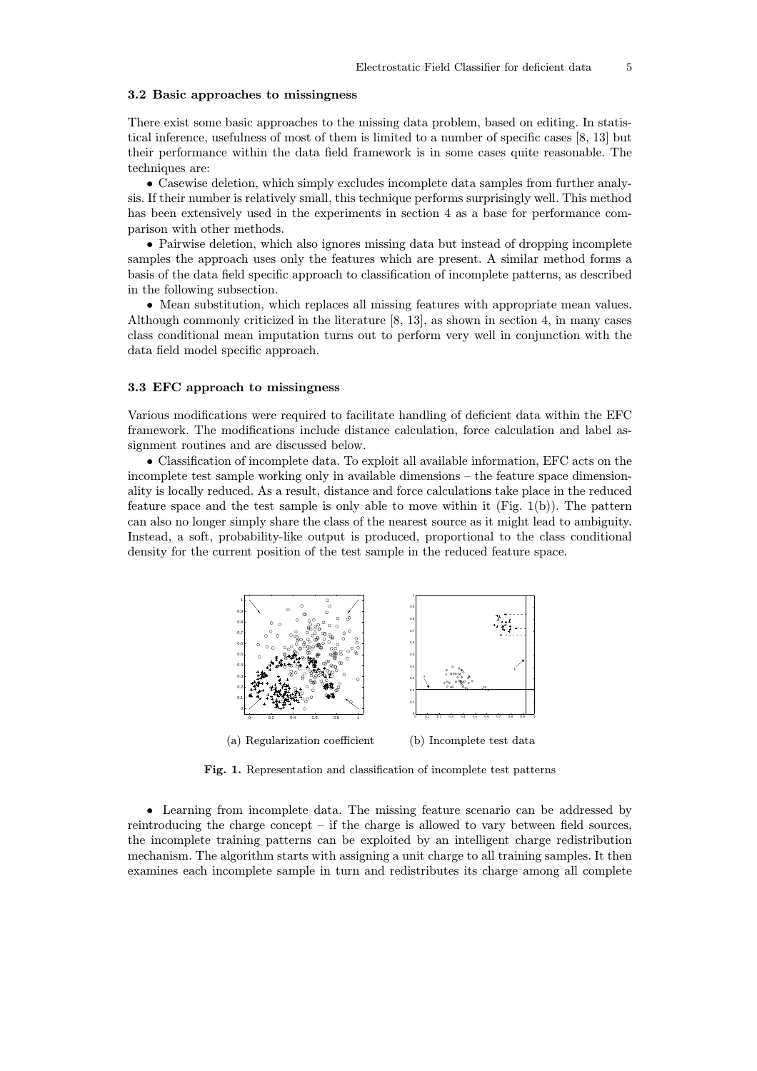### 3.2 Basic approaches to missingness

There exist some basic approaches to the missing data problem, based on editing. In statistical inference, usefulness of most of them is limited to a number of specific cases [8, 13] but their performance within the data field framework is in some cases quite reasonable. The techniques are:

• Casewise deletion, which simply excludes incomplete data samples from further analysis. If their number is relatively small, this technique performs surprisingly well. This method has been extensively used in the experiments in section 4 as a base for performance comparison with other methods.

• Pairwise deletion, which also ignores missing data but instead of dropping incomplete samples the approach uses only the features which are present. A similar method forms a basis of the data field specific approach to classification of incomplete patterns, as described in the following subsection.

• Mean substitution, which replaces all missing features with appropriate mean values. Although commonly criticized in the literature [8, 13], as shown in section 4, in many cases class conditional mean imputation turns out to perform very well in conjunction with the data field model specific approach.

### 3.3 EFC approach to missingness

Various modifications were required to facilitate handling of deficient data within the EFC framework. The modifications include distance calculation, force calculation and label assignment routines and are discussed below.

• Classification of incomplete data. To exploit all available information, EFC acts on the incomplete test sample working only in available dimensions – the feature space dimensionality is locally reduced. As a result, distance and force calculations take place in the reduced feature space and the test sample is only able to move within it (Fig. 1(b)). The pattern can also no longer simply share the class of the nearest source as it might lead to ambiguity. Instead, a soft, probability-like output is produced, proportional to the class conditional density for the current position of the test sample in the reduced feature space.

(a) Regularization coefficient (b) Incomplete test data

**Fig. 1.** Representation and classification of incomplete test patterns

• Learning from incomplete data. The missing feature scenario can be addressed by reintroducing the charge concept – if the charge is allowed to vary between field sources, the incomplete training patterns can be exploited by an intelligent charge redistribution mechanism. The algorithm starts with assigning a unit charge to all training samples. It then examines each incomplete sample in turn and redistributes its charge among all complete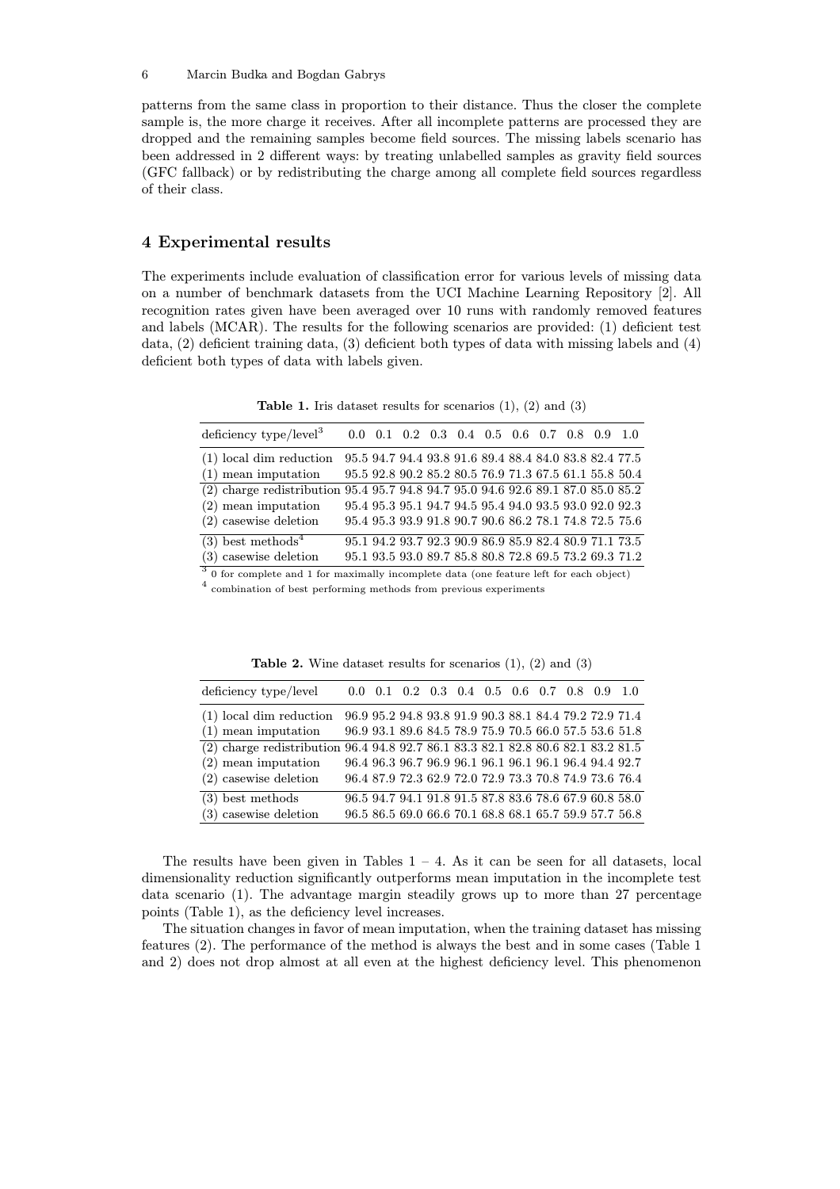patterns from the same class in proportion to their distance. Thus the closer the complete sample is, the more charge it receives. After all incomplete patterns are processed they are dropped and the remaining samples become field sources. The missing labels scenario has been addressed in 2 different ways: by treating unlabelled samples as gravity field sources (GFC fallback) or by redistributing the charge among all complete field sources regardless of their class.

## 4 Experimental results

The experiments include evaluation of classification error for various levels of missing data on a number of benchmark datasets from the UCI Machine Learning Repository [2]. All recognition rates given have been averaged over 10 runs with randomly removed features and labels (MCAR). The results for the following scenarios are provided: (1) deficient test data, (2) deficient training data, (3) deficient both types of data with missing labels and (4) deficient both types of data with labels given.

**Table 1.** Iris dataset results for scenarios (1), (2) and (3)

| deficiency type/level[3] | 0.0 | 0.1 | 0.2 | 0.3 | 0.4 | 0.5 | 0.6 | 0.7 | 0.8 | 0.9 | 1.0 |
|---|---|---|---|---|---|---|---|---|---|---|---|
| (1) local dim reduction | 95.5 | 94.7 | 94.4 | 93.8 | 91.6 | 89.4 | 88.4 | 84.0 | 83.8 | 82.4 | 77.5 |
| (1) mean imputation | 95.5 | 92.8 | 90.2 | 85.2 | 80.5 | 76.9 | 71.3 | 67.5 | 61.1 | 55.8 | 50.4 |
| (2) charge redistribution | 95.4 | 95.7 | 94.8 | 94.7 | 95.0 | 94.6 | 92.6 | 89.1 | 87.0 | 85.0 | 85.2 |
| (2) mean imputation | 95.4 | 95.3 | 95.1 | 94.7 | 94.5 | 95.4 | 94.0 | 93.5 | 93.0 | 92.0 | 92.3 |
| (2) casewise deletion | 95.4 | 95.3 | 93.9 | 91.8 | 90.7 | 90.6 | 86.2 | 78.1 | 74.8 | 72.5 | 75.6 |
| (3) best methods[4] | 95.1 | 94.2 | 93.7 | 92.3 | 90.9 | 86.9 | 85.9 | 82.4 | 80.9 | 71.1 | 73.5 |
| (3) casewise deletion | 95.1 | 93.5 | 93.0 | 89.7 | 85.8 | 80.8 | 72.8 | 69.5 | 73.2 | 69.3 | 71.2 |

[3] 0 for complete and 1 for maximally incomplete data (one feature left for each object)

[4] combination of best performing methods from previous experiments

**Table 2.** Wine dataset results for scenarios (1), (2) and (3)

| deficiency type/level | 0.0 | 0.1 | 0.2 | 0.3 | 0.4 | 0.5 | 0.6 | 0.7 | 0.8 | 0.9 | 1.0 |
|---|---|---|---|---|---|---|---|---|---|---|---|
| (1) local dim reduction | 96.9 | 95.2 | 94.8 | 93.8 | 91.9 | 90.3 | 88.1 | 84.4 | 79.2 | 72.9 | 71.4 |
| (1) mean imputation | 96.9 | 93.1 | 89.6 | 84.5 | 78.9 | 75.9 | 70.5 | 66.0 | 57.5 | 53.6 | 51.8 |
| (2) charge redistribution | 96.4 | 94.8 | 92.7 | 86.1 | 83.3 | 82.1 | 82.8 | 80.6 | 82.1 | 83.2 | 81.5 |
| (2) mean imputation | 96.4 | 96.3 | 96.7 | 96.9 | 96.1 | 96.1 | 96.1 | 96.1 | 96.4 | 94.4 | 92.7 |
| (2) casewise deletion | 96.4 | 87.9 | 72.3 | 62.9 | 72.0 | 72.9 | 73.3 | 70.8 | 74.9 | 73.6 | 76.4 |
| (3) best methods | 96.5 | 94.7 | 94.1 | 91.8 | 91.5 | 87.8 | 83.6 | 78.6 | 67.9 | 60.8 | 58.0 |
| (3) casewise deletion | 96.5 | 86.5 | 69.0 | 66.6 | 70.1 | 68.8 | 68.1 | 65.7 | 59.9 | 57.7 | 56.8 |

The results have been given in Tables 1 – 4. As it can be seen for all datasets, local dimensionality reduction significantly outperforms mean imputation in the incomplete test data scenario (1). The advantage margin steadily grows up to more than 27 percentage points (Table 1), as the deficiency level increases.

The situation changes in favor of mean imputation, when the training dataset has missing features (2). The performance of the method is always the best and in some cases (Table 1 and 2) does not drop almost at all even at the highest deficiency level. This phenomenon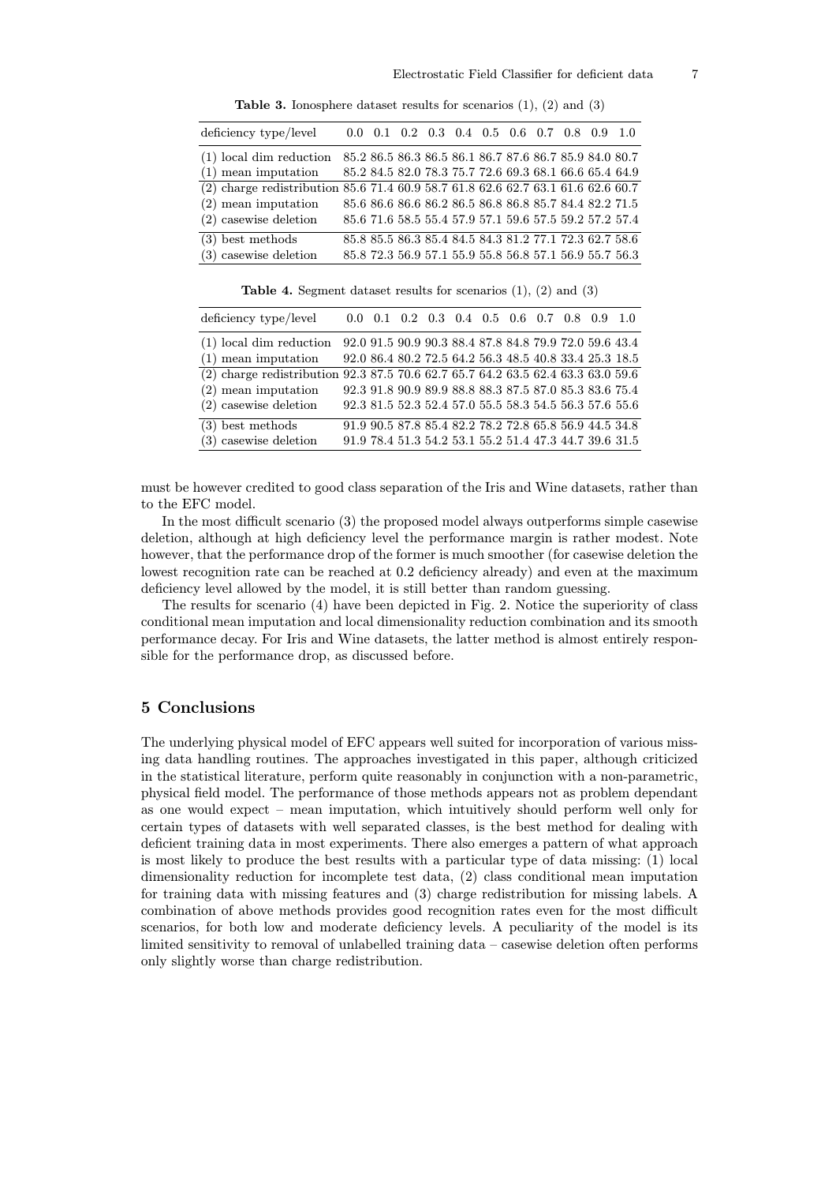**Table 3.** Ionosphere dataset results for scenarios (1), (2) and (3)

| deficiency type/level | 0.0 | 0.1 | 0.2 | 0.3 | 0.4 | 0.5 | 0.6 | 0.7 | 0.8 | 0.9 | 1.0 |
|---|---|---|---|---|---|---|---|---|---|---|---|
| (1) local dim reduction | 85.2 | 86.5 | 86.3 | 86.5 | 86.1 | 86.7 | 87.6 | 86.7 | 85.9 | 84.0 | 80.7 |
| (1) mean imputation | 85.2 | 84.5 | 82.0 | 78.3 | 75.7 | 72.6 | 69.3 | 68.1 | 66.6 | 65.4 | 64.9 |
| (2) charge redistribution | 85.6 | 71.4 | 60.9 | 58.7 | 61.8 | 62.6 | 62.7 | 63.1 | 61.6 | 62.6 | 60.7 |
| (2) mean imputation | 85.6 | 86.6 | 86.6 | 86.2 | 86.5 | 86.8 | 86.8 | 85.7 | 84.4 | 82.2 | 71.5 |
| (2) casewise deletion | 85.6 | 71.6 | 58.5 | 55.4 | 57.9 | 57.1 | 59.6 | 57.5 | 59.2 | 57.2 | 57.4 |
| (3) best methods | 85.8 | 85.5 | 86.3 | 85.4 | 84.5 | 84.3 | 81.2 | 77.1 | 72.3 | 62.7 | 58.6 |
| (3) casewise deletion | 85.8 | 72.3 | 56.9 | 57.1 | 55.9 | 55.8 | 56.8 | 57.1 | 56.9 | 55.7 | 56.3 |

**Table 4.** Segment dataset results for scenarios (1), (2) and (3)

| deficiency type/level | 0.0 | 0.1 | 0.2 | 0.3 | 0.4 | 0.5 | 0.6 | 0.7 | 0.8 | 0.9 | 1.0 |
|---|---|---|---|---|---|---|---|---|---|---|---|
| (1) local dim reduction | 92.0 | 91.5 | 90.9 | 90.3 | 88.4 | 87.8 | 84.8 | 79.9 | 72.0 | 59.6 | 43.4 |
| (1) mean imputation | 92.0 | 86.4 | 80.2 | 72.5 | 64.2 | 56.3 | 48.5 | 40.8 | 33.4 | 25.3 | 18.5 |
| (2) charge redistribution | 92.3 | 87.5 | 70.6 | 62.7 | 65.7 | 64.2 | 63.5 | 62.4 | 63.3 | 63.0 | 59.6 |
| (2) mean imputation | 92.3 | 91.8 | 90.9 | 89.9 | 88.8 | 88.3 | 87.5 | 87.0 | 85.3 | 83.6 | 75.4 |
| (2) casewise deletion | 92.3 | 81.5 | 52.3 | 52.4 | 57.0 | 55.5 | 58.3 | 54.5 | 56.3 | 57.6 | 55.6 |
| (3) best methods | 91.9 | 90.5 | 87.8 | 85.4 | 82.2 | 78.2 | 72.8 | 65.8 | 56.9 | 44.5 | 34.8 |
| (3) casewise deletion | 91.9 | 78.4 | 51.3 | 54.2 | 53.1 | 55.2 | 51.4 | 47.3 | 44.7 | 39.6 | 31.5 |

must be however credited to good class separation of the Iris and Wine datasets, rather than to the EFC model.

In the most difficult scenario (3) the proposed model always outperforms simple casewise deletion, although at high deficiency level the performance margin is rather modest. Note however, that the performance drop of the former is much smoother (for casewise deletion the lowest recognition rate can be reached at 0.2 deficiency already) and even at the maximum deficiency level allowed by the model, it is still better than random guessing.

The results for scenario (4) have been depicted in Fig. 2. Notice the superiority of class conditional mean imputation and local dimensionality reduction combination and its smooth performance decay. For Iris and Wine datasets, the latter method is almost entirely responsible for the performance drop, as discussed before.

## 5 Conclusions

The underlying physical model of EFC appears well suited for incorporation of various missing data handling routines. The approaches investigated in this paper, although criticized in the statistical literature, perform quite reasonably in conjunction with a non-parametric, physical field model. The performance of those methods appears not as problem dependant as one would expect – mean imputation, which intuitively should perform well only for certain types of datasets with well separated classes, is the best method for dealing with deficient training data in most experiments. There also emerges a pattern of what approach is most likely to produce the best results with a particular type of data missing: (1) local dimensionality reduction for incomplete test data, (2) class conditional mean imputation for training data with missing features and (3) charge redistribution for missing labels. A combination of above methods provides good recognition rates even for the most difficult scenarios, for both low and moderate deficiency levels. A peculiarity of the model is its limited sensitivity to removal of unlabelled training data – casewise deletion often performs only slightly worse than charge redistribution.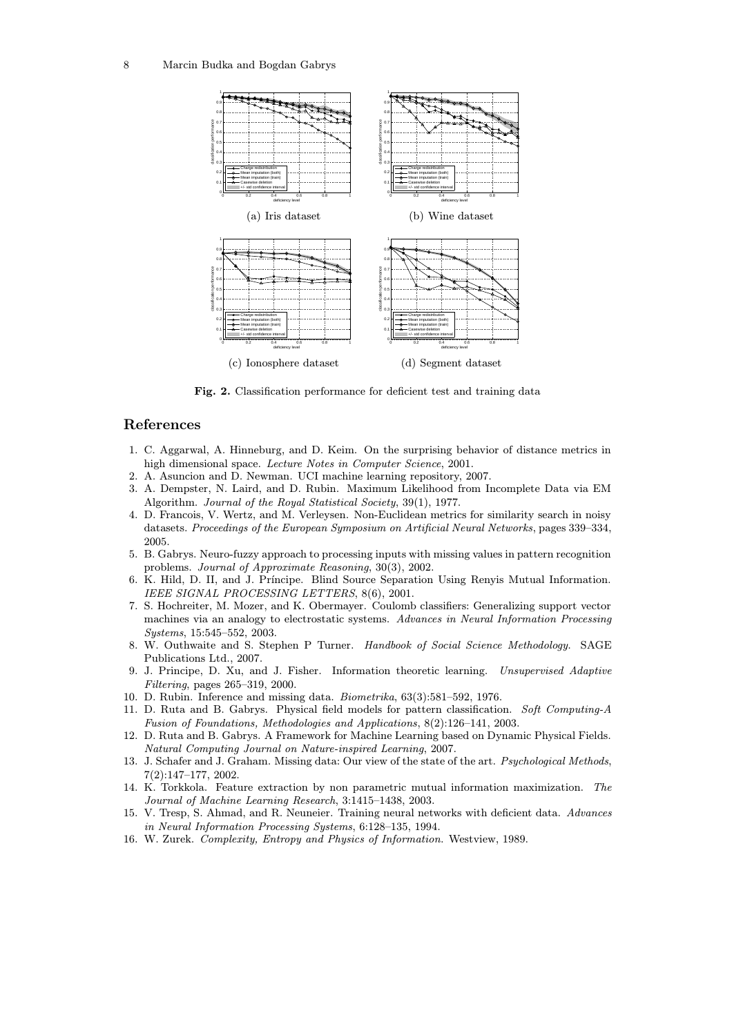classification performance

Charge redistribution
Mean imputation (both)
Mean imputation (train)
Casewise deletion
+/- std confidence interval

deficiency level

(a) Iris dataset

(b) Wine dataset

(c) Ionosphere dataset

(d) Segment dataset

**Fig. 2.** Classification performance for deficient test and training data

## References

1. C. Aggarwal, A. Hinneburg, and D. Keim. On the surprising behavior of distance metrics in high dimensional space. *Lecture Notes in Computer Science*, 2001.
2. A. Asuncion and D. Newman. UCI machine learning repository, 2007.
3. A. Dempster, N. Laird, and D. Rubin. Maximum Likelihood from Incomplete Data via EM Algorithm. *Journal of the Royal Statistical Society*, 39(1), 1977.
4. D. Francois, V. Wertz, and M. Verleysen. Non-Euclidean metrics for similarity search in noisy datasets. *Proceedings of the European Symposium on Artificial Neural Networks*, pages 339–334, 2005.
5. B. Gabrys. Neuro-fuzzy approach to processing inputs with missing values in pattern recognition problems. *Journal of Approximate Reasoning*, 30(3), 2002.
6. K. Hild, D. II, and J. Príncipe. Blind Source Separation Using Renyis Mutual Information. *IEEE SIGNAL PROCESSING LETTERS*, 8(6), 2001.
7. S. Hochreiter, M. Mozer, and K. Obermayer. Coulomb classifiers: Generalizing support vector machines via an analogy to electrostatic systems. *Advances in Neural Information Processing Systems*, 15:545–552, 2003.
8. W. Outhwaite and S. Stephen P Turner. *Handbook of Social Science Methodology*. SAGE Publications Ltd., 2007.
9. J. Principe, D. Xu, and J. Fisher. Information theoretic learning. *Unsupervised Adaptive Filtering*, pages 265–319, 2000.
10. D. Rubin. Inference and missing data. *Biometrika*, 63(3):581–592, 1976.
11. D. Ruta and B. Gabrys. Physical field models for pattern classification. *Soft Computing-A Fusion of Foundations, Methodologies and Applications*, 8(2):126–141, 2003.
12. D. Ruta and B. Gabrys. A Framework for Machine Learning based on Dynamic Physical Fields. *Natural Computing Journal on Nature-inspired Learning*, 2007.
13. J. Schafer and J. Graham. Missing data: Our view of the state of the art. *Psychological Methods*, 7(2):147–177, 2002.
14. K. Torkkola. Feature extraction by non parametric mutual information maximization. *The Journal of Machine Learning Research*, 3:1415–1438, 2003.
15. V. Tresp, S. Ahmad, and R. Neuneier. Training neural networks with deficient data. *Advances in Neural Information Processing Systems*, 6:128–135, 1994.
16. W. Zurek. *Complexity, Entropy and Physics of Information*. Westview, 1989.